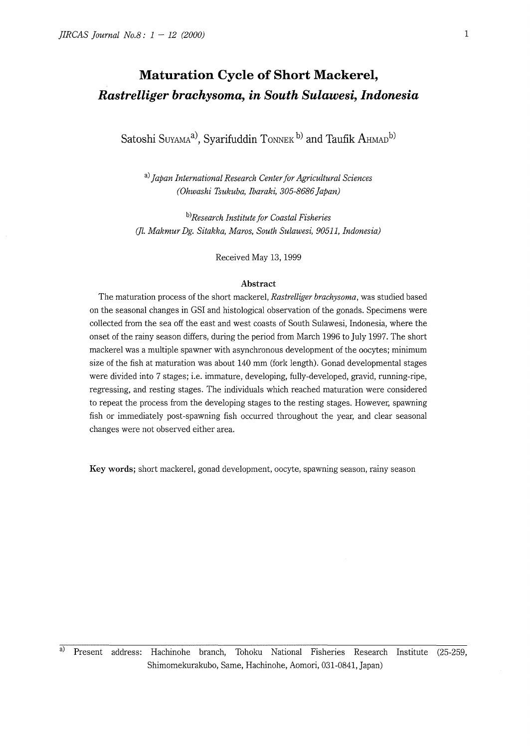# Maturation Cycle of Short Mackerel, *Rastrelliger brachysoma*, in South Sulawesi, Indonesia

Satoshi SUYAMA[a)], Syarifuddin TONNEK[b)] and Taufik AHMAD[b)]

[a)] *Japan International Research Center for Agricultural Sciences (Ohwashi Tsukuba, Ibaraki, 305-8686 Japan)*

[b)] *Research Institute for Coastal Fisheries (Jl. Makmur Dg. Sitakka, Maros, South Sulawesi, 90511, Indonesia)*

Received May 13, 1999

## Abstract

The maturation process of the short mackerel, *Rastrelliger brachysoma*, was studied based on the seasonal changes in GSI and histological observation of the gonads. Specimens were collected from the sea off the east and west coasts of South Sulawesi, Indonesia, where the onset of the rainy season differs, during the period from March 1996 to July 1997. The short mackerel was a multiple spawner with asynchronous development of the oocytes; minimum size of the fish at maturation was about 140 mm (fork length). Gonad developmental stages were divided into 7 stages; i.e. immature, developing, fully-developed, gravid, running-ripe, regressing, and resting stages. The individuals which reached maturation were considered to repeat the process from the developing stages to the resting stages. However, spawning fish or immediately post-spawning fish occurred throughout the year, and clear seasonal changes were not observed either area.

**Key words;** short mackerel, gonad development, oocyte, spawning season, rainy season

---

[a)] Present address: Hachinohe branch, Tohoku National Fisheries Research Institute (25-259, Shimomekurakubo, Same, Hachinohe, Aomori, 031-0841, Japan)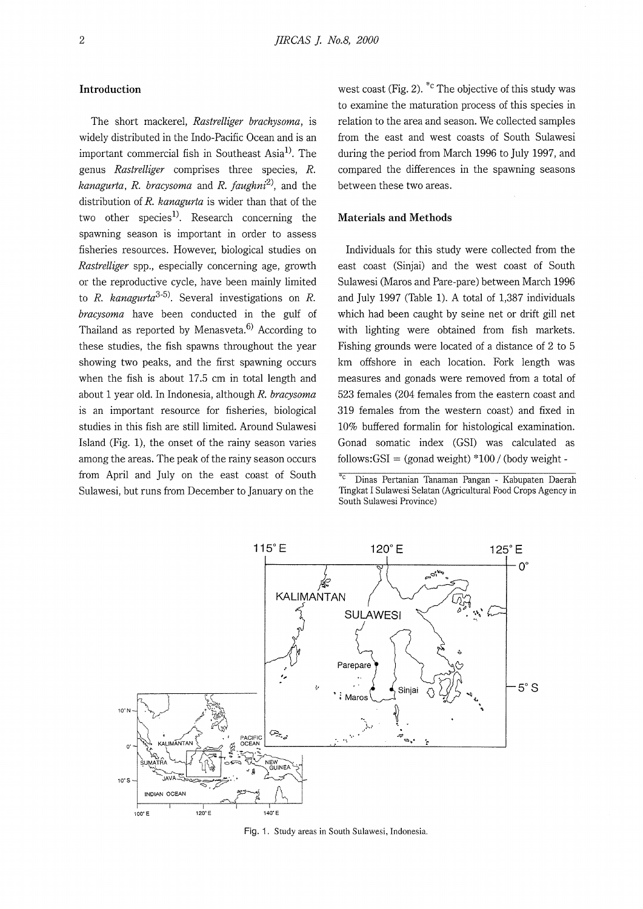## Introduction

The short mackerel, *Rastrelliger brachysoma*, is widely distributed in the Indo-Pacific Ocean and is an important commercial fish in Southeast Asia[1]. The genus *Rastrelliger* comprises three species, *R. kanagurta*, *R. bracysoma* and *R. faughni*[2], and the distribution of *R. kanagurta* is wider than that of the two other species[1]. Research concerning the spawning season is important in order to assess fisheries resources. However, biological studies on *Rastrelliger* spp., especially concerning age, growth or the reproductive cycle, have been mainly limited to *R. kanagurta*[3-5]. Several investigations on *R. bracysoma* have been conducted in the gulf of Thailand as reported by Menasveta.[6] According to these studies, the fish spawns throughout the year showing two peaks, and the first spawning occurs when the fish is about 17.5 cm in total length and about 1 year old. In Indonesia, although *R. bracysoma* is an important resource for fisheries, biological studies in this fish are still limited. Around Sulawesi Island (Fig. 1), the onset of the rainy season varies among the areas. The peak of the rainy season occurs from April and July on the east coast of South Sulawesi, but runs from December to January on the west coast (Fig. 2). [*c] The objective of this study was to examine the maturation process of this species in relation to the area and season. We collected samples from the east and west coasts of South Sulawesi during the period from March 1996 to July 1997, and compared the differences in the spawning seasons between these two areas.

## Materials and Methods

Individuals for this study were collected from the east coast (Sinjai) and the west coast of South Sulawesi (Maros and Pare-pare) between March 1996 and July 1997 (Table 1). A total of 1,387 individuals which had been caught by seine net or drift gill net with lighting were obtained from fish markets. Fishing grounds were located of a distance of 2 to 5 km offshore in each location. Fork length was measures and gonads were removed from a total of 523 females (204 females from the eastern coast and 319 females from the western coast) and fixed in 10% buffered formalin for histological examination. Gonad somatic index (GSI) was calculated as follows:GSI = (gonad weight) *100 / (body weight -

[*c] Dinas Pertanian Tanaman Pangan - Kabupaten Daerah Tingkat I Sulawesi Selatan (Agricultural Food Crops Agency in South Sulawesi Province)

Fig. 1. Study areas in South Sulawesi, Indonesia.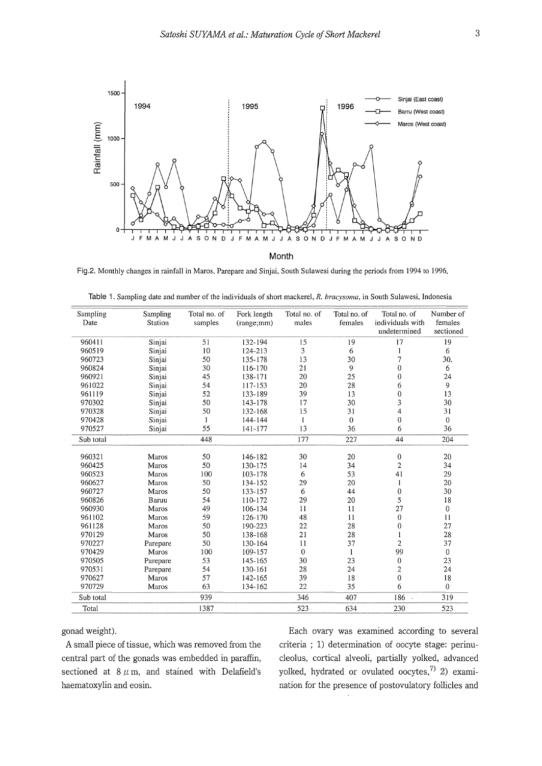Fig.2. Monthly changes in rainfall in Maros, Parepare and Sinjai, South Sulawesi during the periods from 1994 to 1996.

Table 1. Sampling date and number of the individuals of short mackerel, *R. bracysoma*, in South Sulawesi, Indonesia

| Sampling Date | Sampling Station | Total no. of samples | Fork length (range;mm) | Total no. of males | Total no. of females | Total no. of individuals with undetermined | Number of females sectioned |
|---|---|---|---|---|---|---|---|
| 960411 | Sinjai | 51 | 132-194 | 15 | 19 | 17 | 19 |
| 960519 | Sinjai | 10 | 124-213 | 3 | 6 | 1 | 6 |
| 960723 | Sinjai | 50 | 135-178 | 13 | 30 | 7 | 30. |
| 960824 | Sinjai | 30 | 116-170 | 21 | 9 | 0 | 6 |
| 960921 | Sinjai | 45 | 138-171 | 20 | 25 | 0 | 24 |
| 961022 | Sinjai | 54 | 117-153 | 20 | 28 | 6 | 9 |
| 961119 | Sinjai | 52 | 133-189 | 39 | 13 | 0 | 13 |
| 970302 | Sinjai | 50 | 143-178 | 17 | 30 | 3 | 30 |
| 970328 | Sinjai | 50 | 132-168 | 15 | 31 | 4 | 31 |
| 970428 | Sinjai | 1 | 144-144 | 1 | 0 | 0 | 0 |
| 970527 | Sinjai | 55 | 141-177 | 13 | 36 | 6 | 36 |
| Sub total | | 448 | | 177 | 227 | 44 | 204 |
| 960321 | Maros | 50 | 146-182 | 30 | 20 | 0 | 20 |
| 960425 | Maros | 50 | 130-175 | 14 | 34 | 2 | 34 |
| 960523 | Maros | 100 | 103-178 | 6 | 53 | 41 | 29 |
| 960627 | Maros | 50 | 134-152 | 29 | 20 | 1 | 20 |
| 960727 | Maros | 50 | 133-157 | 6 | 44 | 0 | 30 |
| 960826 | Baruu | 54 | 110-172 | 29 | 20 | 5 | 18 |
| 960930 | Maros | 49 | 106-134 | 11 | 11 | 27 | 0 |
| 961102 | Maros | 59 | 126-170 | 48 | 11 | 0 | 11 |
| 961128 | Maros | 50 | 190-223 | 22 | 28 | 0 | 27 |
| 970129 | Maros | 50 | 138-168 | 21 | 28 | 1 | 28 |
| 970227 | Parepare | 50 | 130-164 | 11 | 37 | 2 | 37 |
| 970429 | Maros | 100 | 109-157 | 0 | 1 | 99 | 0 |
| 970505 | Parepare | 53 | 145-165 | 30 | 23 | 0 | 23 |
| 970531 | Parepare | 54 | 130-161 | 28 | 24 | 2 | 24 |
| 970627 | Maros | 57 | 142-165 | 39 | 18 | 0 | 18 |
| 970729 | Maros | 63 | 134-162 | 22 | 35 | 6 | 0 |
| Sub total | | 939 | | 346 | 407 | 186 | 319 |
| Total | | 1387 | | 523 | 634 | 230 | 523 |

gonad weight).

A small piece of tissue, which was removed from the central part of the gonads was embedded in paraffin, sectioned at 8 $\mu$m, and stained with Delafield's haematoxylin and eosin.

Each ovary was examined according to several criteria ; 1) determination of oocyte stage: perinucleolus, cortical alveoli, partially yolked, advanced yolked, hydrated or ovulated oocytes,[7] 2) examination for the presence of postovulatory follicles and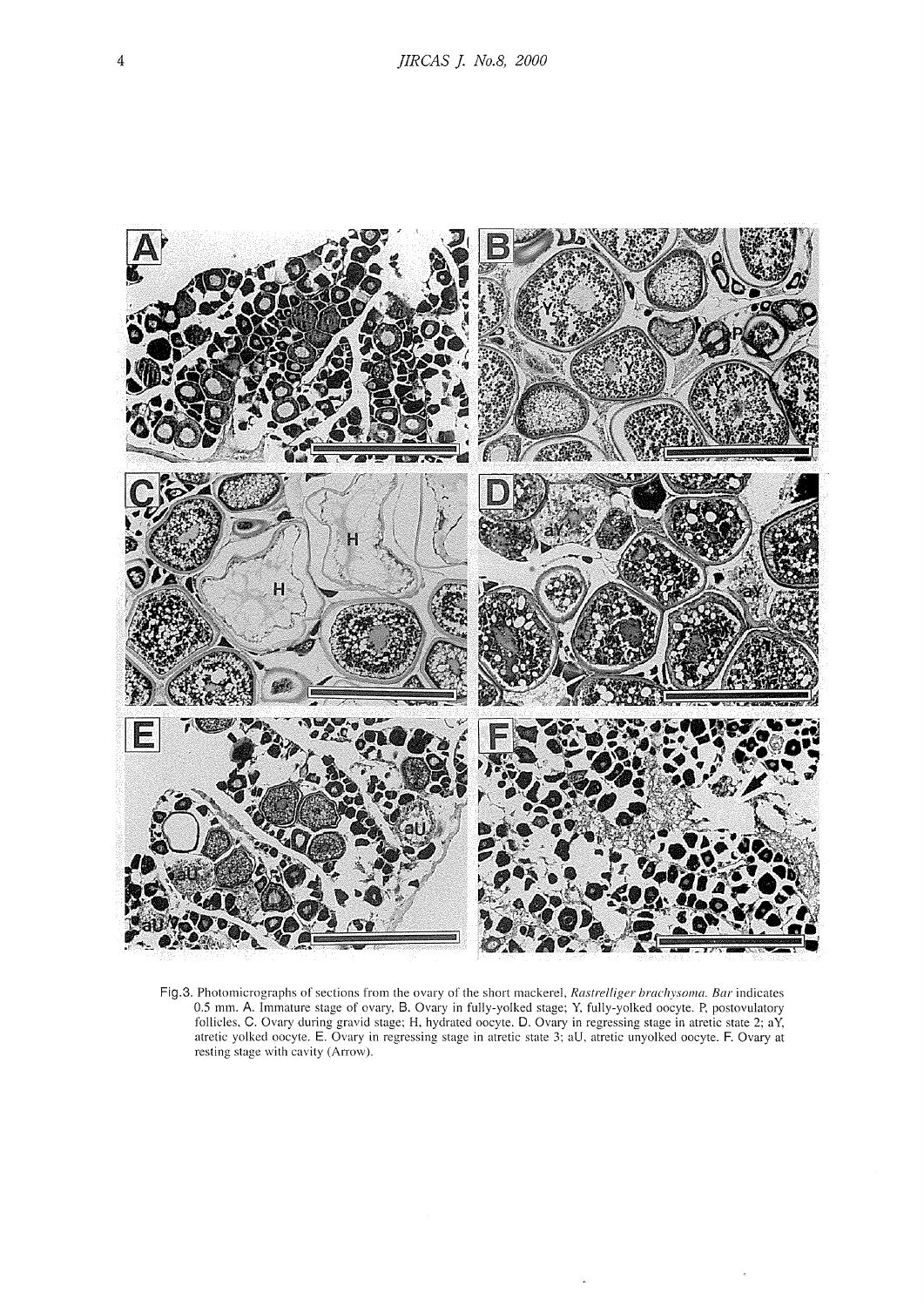Fig.3. Photomicrographs of sections from the ovary of the short mackerel, *Rastrelliger brachysoma*. *Bar* indicates 0.5 mm. A. Immature stage of ovary. B. Ovary in fully-yolked stage; Y, fully-yolked oocyte. P, postovulatory follicles. C. Ovary during gravid stage; H, hydrated oocyte. D. Ovary in regressing stage in atretic state 2; aY, atretic yolked oocyte. E. Ovary in regressing stage in atretic state 3; aU, atretic unyolked oocyte. F. Ovary at resting stage with cavity (Arrow).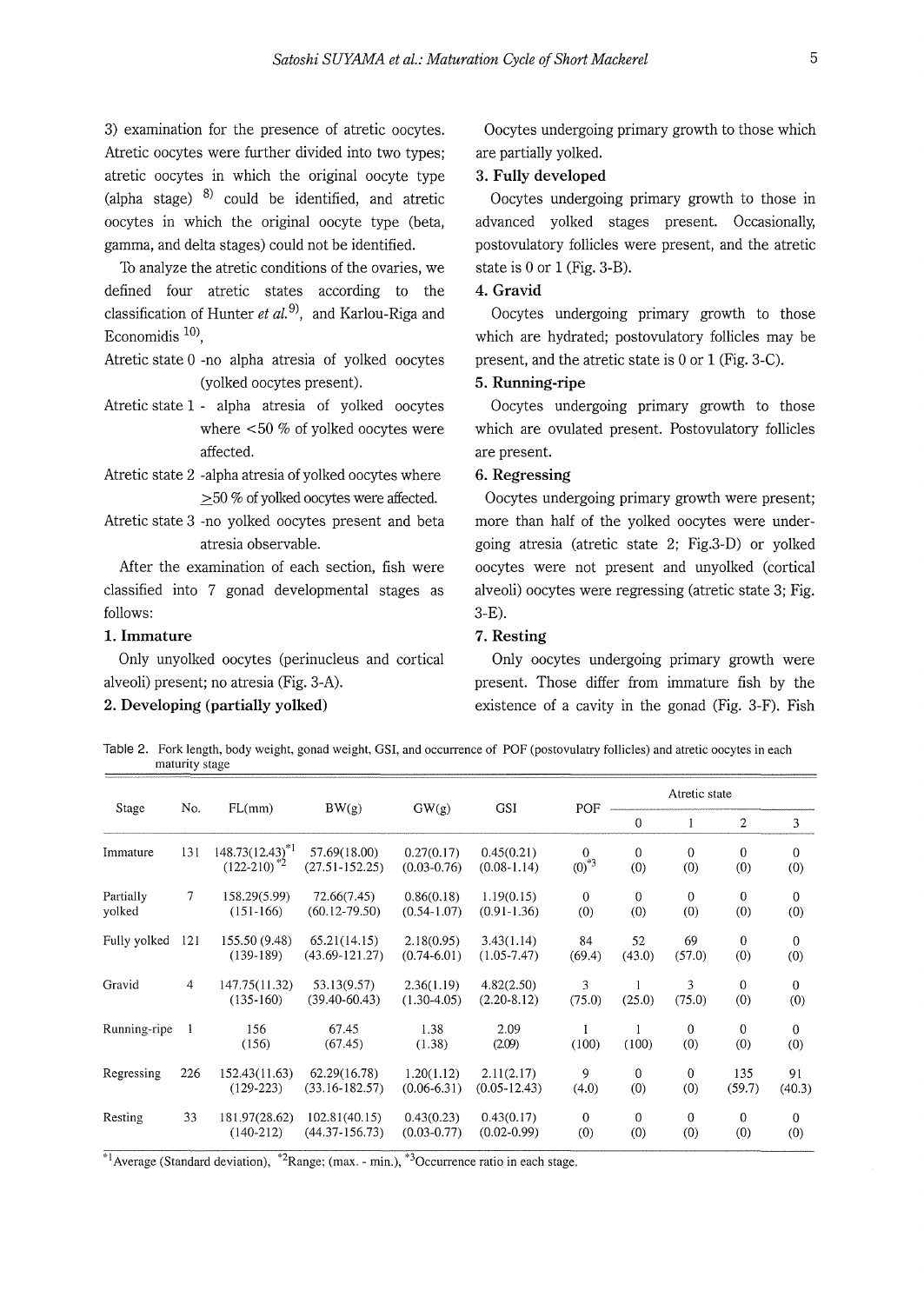3) examination for the presence of atretic oocytes. Atretic oocytes were further divided into two types; atretic oocytes in which the original oocyte type (alpha stage) [8] could be identified, and atretic oocytes in which the original oocyte type (beta, gamma, and delta stages) could not be identified.

To analyze the atretic conditions of the ovaries, we defined four atretic states according to the classification of Hunter *et al.*[9], and Karlou-Riga and Economidis [10],

Atretic state 0 -no alpha atresia of yolked oocytes (yolked oocytes present).

Atretic state 1 - alpha atresia of yolked oocytes where <50 % of yolked oocytes were affected.

Atretic state 2 -alpha atresia of yolked oocytes where ≥50 % of yolked oocytes were affected.

Atretic state 3 -no yolked oocytes present and beta atresia observable.

After the examination of each section, fish were classified into 7 gonad developmental stages as follows:

**1. Immature**

Only unyolked oocytes (perinucleus and cortical alveoli) present; no atresia (Fig. 3-A).

**2. Developing (partially yolked)**

Oocytes undergoing primary growth to those which are partially yolked.

**3. Fully developed**

Oocytes undergoing primary growth to those in advanced yolked stages present. Occasionally, postovulatory follicles were present, and the atretic state is 0 or 1 (Fig. 3-B).

**4. Gravid**

Oocytes undergoing primary growth to those which are hydrated; postovulatory follicles may be present, and the atretic state is 0 or 1 (Fig. 3-C).

**5. Running-ripe**

Oocytes undergoing primary growth to those which are ovulated present. Postovulatory follicles are present.

**6. Regressing**

Oocytes undergoing primary growth were present; more than half of the yolked oocytes were undergoing atresia (atretic state 2; Fig.3-D) or yolked oocytes were not present and unyolked (cortical alveoli) oocytes were regressing (atretic state 3; Fig. 3-E).

**7. Resting**

Only oocytes undergoing primary growth were present. Those differ from immature fish by the existence of a cavity in the gonad (Fig. 3-F). Fish

Table 2. Fork length, body weight, gonad weight, GSI, and occurrence of POF (postovulatry follicles) and atretic oocytes in each maturity stage

| Stage | No. | FL(mm) | BW(g) | GW(g) | GSI | POF | Atretic state | | | |
|---|---|---|---|---|---|---|---|---|---|---|
| | | | | | | | 0 | 1 | 2 | 3 |
| Immature | 131 | 148.73(12.43)[*1] (122-210)[*2] | 57.69(18.00) (27.51-152.25) | 0.27(0.17) (0.03-0.76) | 0.45(0.21) (0.08-1.14) | 0 (0)[*3] | 0 (0) | 0 (0) | 0 (0) | 0 (0) |
| Partially yolked | 7 | 158.29(5.99) (151-166) | 72.66(7.45) (60.12-79.50) | 0.86(0.18) (0.54-1.07) | 1.19(0.15) (0.91-1.36) | 0 (0) | 0 (0) | 0 (0) | 0 (0) | 0 (0) |
| Fully yolked | 121 | 155.50 (9.48) (139-189) | 65.21(14.15) (43.69-121.27) | 2.18(0.95) (0.74-6.01) | 3.43(1.14) (1.05-7.47) | 84 (69.4) | 52 (43.0) | 69 (57.0) | 0 (0) | 0 (0) |
| Gravid | 4 | 147.75(11.32) (135-160) | 53.13(9.57) (39.40-60.43) | 2.36(1.19) (1.30-4.05) | 4.82(2.50) (2.20-8.12) | 3 (75.0) | 1 (25.0) | 3 (75.0) | 0 (0) | 0 (0) |
| Running-ripe | 1 | 156 (156) | 67.45 (67.45) | 1.38 (1.38) | 2.09 (2.09) | 1 (100) | 1 (100) | 0 (0) | 0 (0) | 0 (0) |
| Regressing | 226 | 152.43(11.63) (129-223) | 62.29(16.78) (33.16-182.57) | 1.20(1.12) (0.06-6.31) | 2.11(2.17) (0.05-12.43) | 9 (4.0) | 0 (0) | 0 (0) | 135 (59.7) | 91 (40.3) |
| Resting | 33 | 181.97(28.62) (140-212) | 102.81(40.15) (44.37-156.73) | 0.43(0.23) (0.03-0.77) | 0.43(0.17) (0.02-0.99) | 0 (0) | 0 (0) | 0 (0) | 0 (0) | 0 (0) |

[*1] Average (Standard deviation), [*2] Range; (max. - min.), [*3] Occurrence ratio in each stage.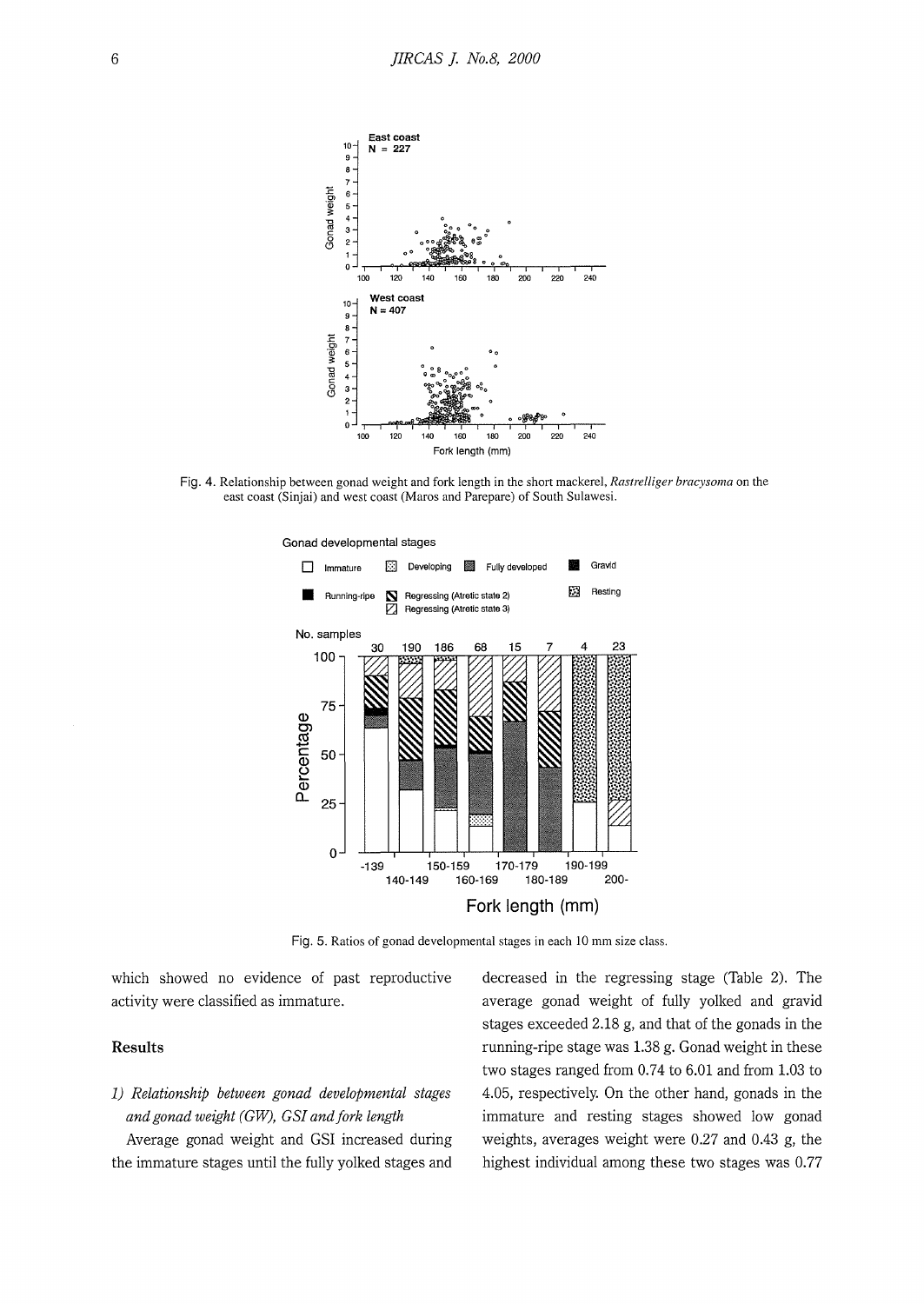Fig. 4. Relationship between gonad weight and fork length in the short mackerel, *Rastrelliger bracysoma* on the east coast (Sinjai) and west coast (Maros and Parepare) of South Sulawesi.

Fig. 5. Ratios of gonad developmental stages in each 10 mm size class.

which showed no evidence of past reproductive activity were classified as immature.

## Results

### 1) Relationship between gonad developmental stages and gonad weight (GW), GSI and fork length

Average gonad weight and GSI increased during the immature stages until the fully yolked stages and decreased in the regressing stage (Table 2). The average gonad weight of fully yolked and gravid stages exceeded 2.18 g, and that of the gonads in the running-ripe stage was 1.38 g. Gonad weight in these two stages ranged from 0.74 to 6.01 and from 1.03 to 4.05, respectively. On the other hand, gonads in the immature and resting stages showed low gonad weights, averages weight were 0.27 and 0.43 g, the highest individual among these two stages was 0.77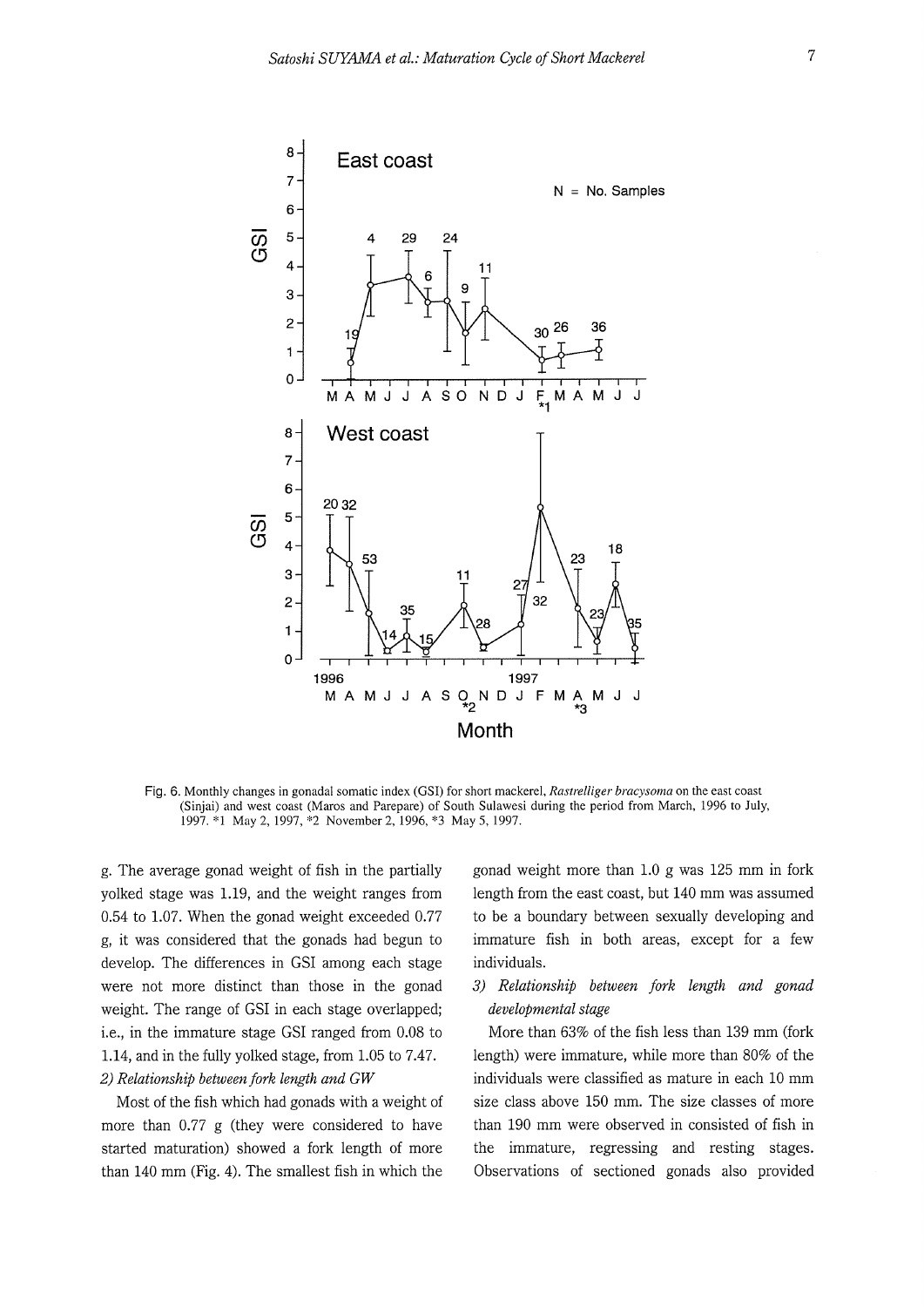Fig. 6. Monthly changes in gonadal somatic index (GSI) for short mackerel, *Rastrelliger bracysoma* on the east coast (Sinjai) and west coast (Maros and Parepare) of South Sulawesi during the period from March, 1996 to July, 1997. *1 May 2, 1997, *2 November 2, 1996, *3 May 5, 1997.

g. The average gonad weight of fish in the partially yolked stage was 1.19, and the weight ranges from 0.54 to 1.07. When the gonad weight exceeded 0.77 g, it was considered that the gonads had begun to develop. The differences in GSI among each stage were not more distinct than those in the gonad weight. The range of GSI in each stage overlapped; i.e., in the immature stage GSI ranged from 0.08 to 1.14, and in the fully yolked stage, from 1.05 to 7.47.

*2) Relationship between fork length and GW*

Most of the fish which had gonads with a weight of more than 0.77 g (they were considered to have started maturation) showed a fork length of more than 140 mm (Fig. 4). The smallest fish in which the gonad weight more than 1.0 g was 125 mm in fork length from the east coast, but 140 mm was assumed to be a boundary between sexually developing and immature fish in both areas, except for a few individuals.

*3) Relationship between fork length and gonad developmental stage*

More than 63% of the fish less than 139 mm (fork length) were immature, while more than 80% of the individuals were classified as mature in each 10 mm size class above 150 mm. The size classes of more than 190 mm were observed in consisted of fish in the immature, regressing and resting stages. Observations of sectioned gonads also provided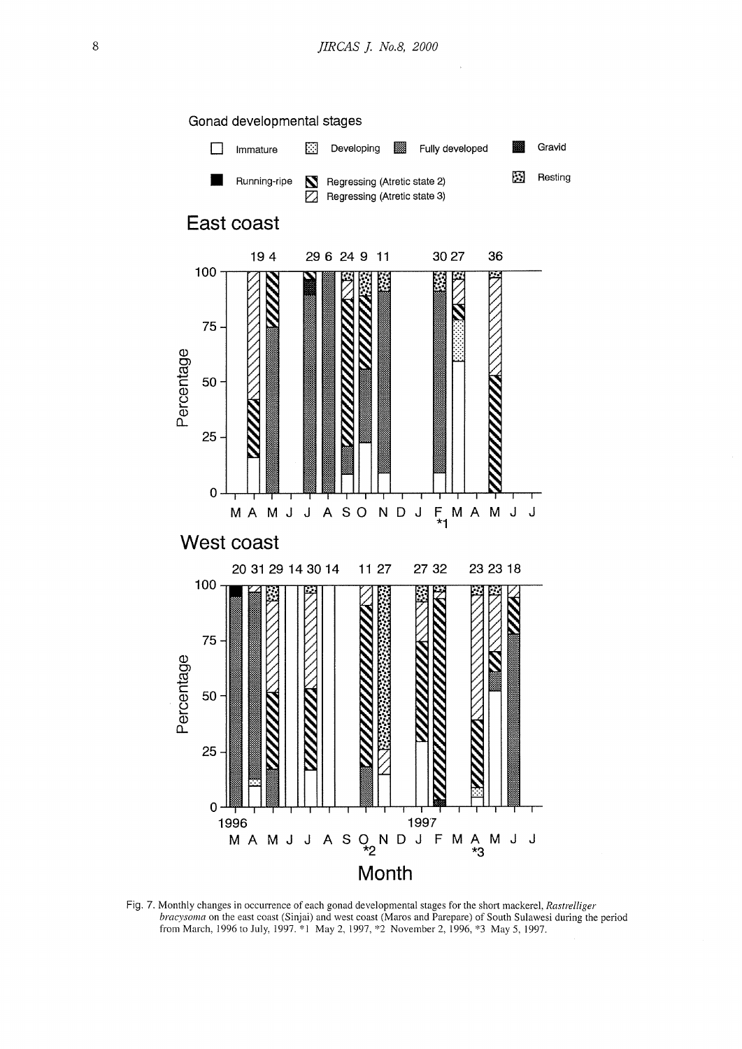Fig. 7. Monthly changes in occurrence of each gonad developmental stages for the short mackerel, *Rastrelliger bracysoma* on the east coast (Sinjai) and west coast (Maros and Parepare) of South Sulawesi during the period from March, 1996 to July, 1997. *1 May 2, 1997, *2 November 2, 1996, *3 May 5, 1997.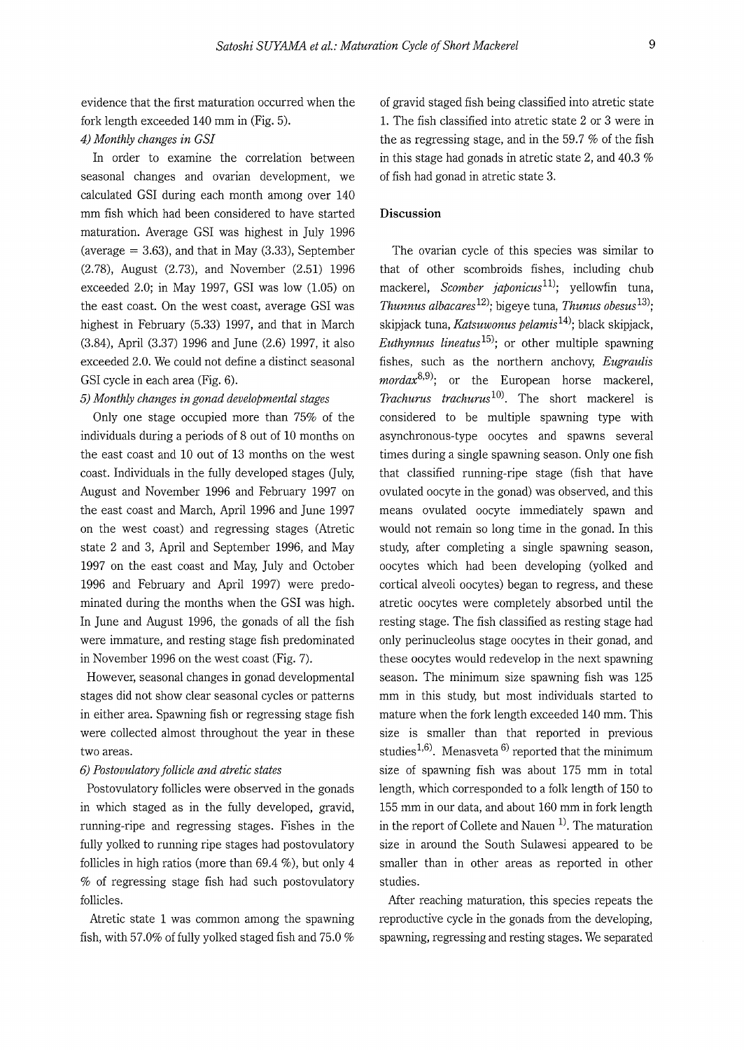evidence that the first maturation occurred when the fork length exceeded 140 mm in (Fig. 5).

*4) Monthly changes in GSI*

In order to examine the correlation between seasonal changes and ovarian development, we calculated GSI during each month among over 140 mm fish which had been considered to have started maturation. Average GSI was highest in July 1996 (average = 3.63), and that in May (3.33), September (2.78), August (2.73), and November (2.51) 1996 exceeded 2.0; in May 1997, GSI was low (1.05) on the east coast. On the west coast, average GSI was highest in February (5.33) 1997, and that in March (3.84), April (3.37) 1996 and June (2.6) 1997, it also exceeded 2.0. We could not define a distinct seasonal GSI cycle in each area (Fig. 6).

*5) Monthly changes in gonad developmental stages*

Only one stage occupied more than 75% of the individuals during a periods of 8 out of 10 months on the east coast and 10 out of 13 months on the west coast. Individuals in the fully developed stages (July, August and November 1996 and February 1997 on the east coast and March, April 1996 and June 1997 on the west coast) and regressing stages (Atretic state 2 and 3, April and September 1996, and May 1997 on the east coast and May, July and October 1996 and February and April 1997) were predominated during the months when the GSI was high. In June and August 1996, the gonads of all the fish were immature, and resting stage fish predominated in November 1996 on the west coast (Fig. 7).

However, seasonal changes in gonad developmental stages did not show clear seasonal cycles or patterns in either area. Spawning fish or regressing stage fish were collected almost throughout the year in these two areas.

*6) Postovulatory follicle and atretic states*

Postovulatory follicles were observed in the gonads in which staged as in the fully developed, gravid, running-ripe and regressing stages. Fishes in the fully yolked to running ripe stages had postovulatory follicles in high ratios (more than 69.4 %), but only 4 % of regressing stage fish had such postovulatory follicles.

Atretic state 1 was common among the spawning fish, with 57.0% of fully yolked staged fish and 75.0 % of gravid staged fish being classified into atretic state 1. The fish classified into atretic state 2 or 3 were in the as regressing stage, and in the 59.7 % of the fish in this stage had gonads in atretic state 2, and 40.3 % of fish had gonad in atretic state 3.

## Discussion

The ovarian cycle of this species was similar to that of other scombroids fishes, including chub mackerel, *Scomber japonicus*[11]; yellowfin tuna, *Thunnus albacares*[12]; bigeye tuna, *Thunus obesus*[13]; skipjack tuna, *Katsuwonus pelamis*[14]; black skipjack, *Euthynnus lineatus*[15]; or other multiple spawning fishes, such as the northern anchovy, *Eugraulis mordax*[8,9]; or the European horse mackerel, *Trachurus trachurus*[10]. The short mackerel is considered to be multiple spawning type with asynchronous-type oocytes and spawns several times during a single spawning season. Only one fish that classified running-ripe stage (fish that have ovulated oocyte in the gonad) was observed, and this means ovulated oocyte immediately spawn and would not remain so long time in the gonad. In this study, after completing a single spawning season, oocytes which had been developing (yolked and cortical alveoli oocytes) began to regress, and these atretic oocytes were completely absorbed until the resting stage. The fish classified as resting stage had only perinucleolus stage oocytes in their gonad, and these oocytes would redevelop in the next spawning season. The minimum size spawning fish was 125 mm in this study, but most individuals started to mature when the fork length exceeded 140 mm. This size is smaller than that reported in previous studies[1,6]. Menasveta [6] reported that the minimum size of spawning fish was about 175 mm in total length, which corresponded to a folk length of 150 to 155 mm in our data, and about 160 mm in fork length in the report of Collete and Nauen [1]. The maturation size in around the South Sulawesi appeared to be smaller than in other areas as reported in other studies.

After reaching maturation, this species repeats the reproductive cycle in the gonads from the developing, spawning, regressing and resting stages. We separated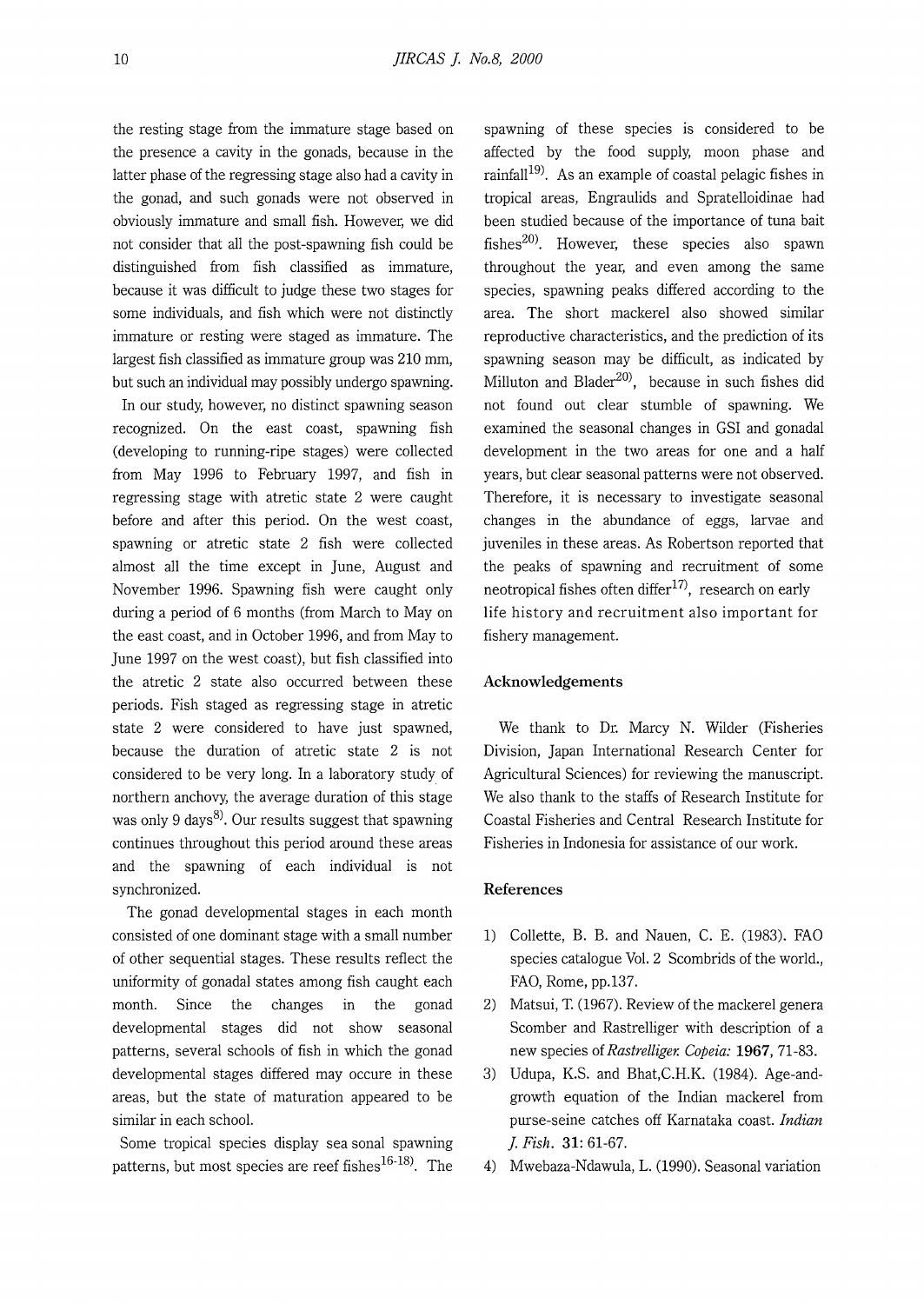the resting stage from the immature stage based on the presence a cavity in the gonads, because in the latter phase of the regressing stage also had a cavity in the gonad, and such gonads were not observed in obviously immature and small fish. However, we did not consider that all the post-spawning fish could be distinguished from fish classified as immature, because it was difficult to judge these two stages for some individuals, and fish which were not distinctly immature or resting were staged as immature. The largest fish classified as immature group was 210 mm, but such an individual may possibly undergo spawning.

In our study, however, no distinct spawning season recognized. On the east coast, spawning fish (developing to running-ripe stages) were collected from May 1996 to February 1997, and fish in regressing stage with atretic state 2 were caught before and after this period. On the west coast, spawning or atretic state 2 fish were collected almost all the time except in June, August and November 1996. Spawning fish were caught only during a period of 6 months (from March to May on the east coast, and in October 1996, and from May to June 1997 on the west coast), but fish classified into the atretic 2 state also occurred between these periods. Fish staged as regressing stage in atretic state 2 were considered to have just spawned, because the duration of atretic state 2 is not considered to be very long. In a laboratory study of northern anchovy, the average duration of this stage was only 9 days[8]. Our results suggest that spawning continues throughout this period around these areas and the spawning of each individual is not synchronized.

The gonad developmental stages in each month consisted of one dominant stage with a small number of other sequential stages. These results reflect the uniformity of gonadal states among fish caught each month. Since the changes in the gonad developmental stages did not show seasonal patterns, several schools of fish in which the gonad developmental stages differed may occure in these areas, but the state of maturation appeared to be similar in each school.

Some tropical species display sea sonal spawning patterns, but most species are reef fishes[16-18]. The spawning of these species is considered to be affected by the food supply, moon phase and rainfall[19]. As an example of coastal pelagic fishes in tropical areas, Engraulids and Spratelloidinae had been studied because of the importance of tuna bait fishes[20]. However, these species also spawn throughout the year, and even among the same species, spawning peaks differed according to the area. The short mackerel also showed similar reproductive characteristics, and the prediction of its spawning season may be difficult, as indicated by Milluton and Blader[20], because in such fishes did not found out clear stumble of spawning. We examined the seasonal changes in GSI and gonadal development in the two areas for one and a half years, but clear seasonal patterns were not observed. Therefore, it is necessary to investigate seasonal changes in the abundance of eggs, larvae and juveniles in these areas. As Robertson reported that the peaks of spawning and recruitment of some neotropical fishes often differ[17], research on early life history and recruitment also important for fishery management.

## Acknowledgements

We thank to Dr. Marcy N. Wilder (Fisheries Division, Japan International Research Center for Agricultural Sciences) for reviewing the manuscript. We also thank to the staffs of Research Institute for Coastal Fisheries and Central Research Institute for Fisheries in Indonesia for assistance of our work.

## References

1) Collette, B. B. and Nauen, C. E. (1983). FAO species catalogue Vol. 2 Scombrids of the world., FAO, Rome, pp.137.
2) Matsui, T. (1967). Review of the mackerel genera Scomber and Rastrelliger with description of a new species of *Rastrelliger. Copeia:* **1967**, 71-83.
3) Udupa, K.S. and Bhat,C.H.K. (1984). Age-and-growth equation of the Indian mackerel from purse-seine catches off Karnataka coast. *Indian J. Fish.* **31**: 61-67.
4) Mwebaza-Ndawula, L. (1990). Seasonal variation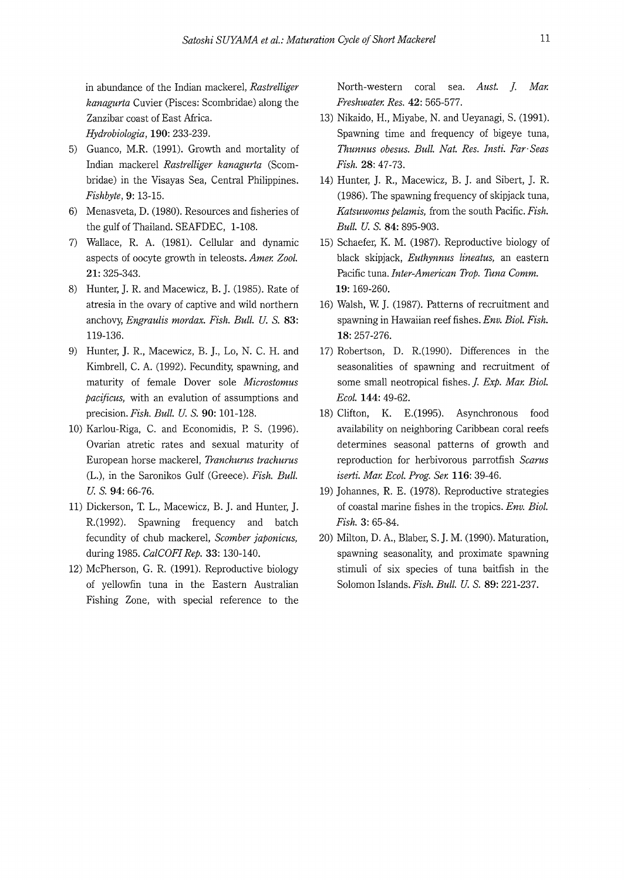in abundance of the Indian mackerel, *Rastrelliger kanagurta* Cuvier (Pisces: Scombridae) along the Zanzibar coast of East Africa. *Hydrobiologia*, **190**: 233-239.

5) Guanco, M.R. (1991). Growth and mortality of Indian mackerel *Rastrelliger kanagurta* (Scombridae) in the Visayas Sea, Central Philippines. *Fishbyte*, **9**: 13-15.
6) Menasveta, D. (1980). Resources and fisheries of the gulf of Thailand. SEAFDEC, 1-108.
7) Wallace, R. A. (1981). Cellular and dynamic aspects of oocyte growth in teleosts. *Amer. Zool.* **21**: 325-343.
8) Hunter, J. R. and Macewicz, B. J. (1985). Rate of atresia in the ovary of captive and wild northern anchovy, *Engraulis mordax*. *Fish. Bull. U. S.* **83**: 119-136.
9) Hunter, J. R., Macewicz, B. J., Lo, N. C. H. and Kimbrell, C. A. (1992). Fecundity, spawning, and maturity of female Dover sole *Microstomus pacificus*, with an evalution of assumptions and precision. *Fish. Bull. U. S.* **90**: 101-128.
10) Karlou-Riga, C. and Economidis, P. S. (1996). Ovarian atretic rates and sexual maturity of European horse mackerel, *Tranchurus trachurus* (L.), in the Saronikos Gulf (Greece). *Fish. Bull. U. S.* **94**: 66-76.
11) Dickerson, T. L., Macewicz, B. J. and Hunter, J. R.(1992). Spawning frequency and batch fecundity of chub mackerel, *Scomber japonicus*, during 1985. *CalCOFI Rep.* **33**: 130-140.
12) McPherson, G. R. (1991). Reproductive biology of yellowfin tuna in the Eastern Australian Fishing Zone, with special reference to the North-western coral sea. *Aust. J. Mar. Freshwater. Res.* **42**: 565-577.
13) Nikaido, H., Miyabe, N. and Ueyanagi, S. (1991). Spawning time and frequency of bigeye tuna, *Thunnus obesus*. *Bull. Nat. Res. Insti. Far-Seas Fish.* **28**: 47-73.
14) Hunter, J. R., Macewicz, B. J. and Sibert, J. R. (1986). The spawning frequency of skipjack tuna, *Katsuwonus pelamis*, from the south Pacific. *Fish. Bull. U. S.* **84**: 895-903.
15) Schaefer, K. M. (1987). Reproductive biology of black skipjack, *Euthynnus lineatus*, an eastern Pacific tuna. *Inter-American Trop. Tuna Comm.* **19**: 169-260.
16) Walsh, W. J. (1987). Patterns of recruitment and spawning in Hawaiian reef fishes. *Env. Biol. Fish.* **18**: 257-276.
17) Robertson, D. R.(1990). Differences in the seasonalities of spawning and recruitment of some small neotropical fishes. *J. Exp. Mar. Biol. Ecol.* **144**: 49-62.
18) Clifton, K. E.(1995). Asynchronous food availability on neighboring Caribbean coral reefs determines seasonal patterns of growth and reproduction for herbivorous parrotfish *Scarus iserti*. *Mar. Ecol. Prog. Ser.* **116**: 39-46.
19) Johannes, R. E. (1978). Reproductive strategies of coastal marine fishes in the tropics. *Env. Biol. Fish.* **3**: 65-84.
20) Milton, D. A., Blaber, S. J. M. (1990). Maturation, spawning seasonality, and proximate spawning stimuli of six species of tuna baitfish in the Solomon Islands. *Fish. Bull. U. S.* **89**: 221-237.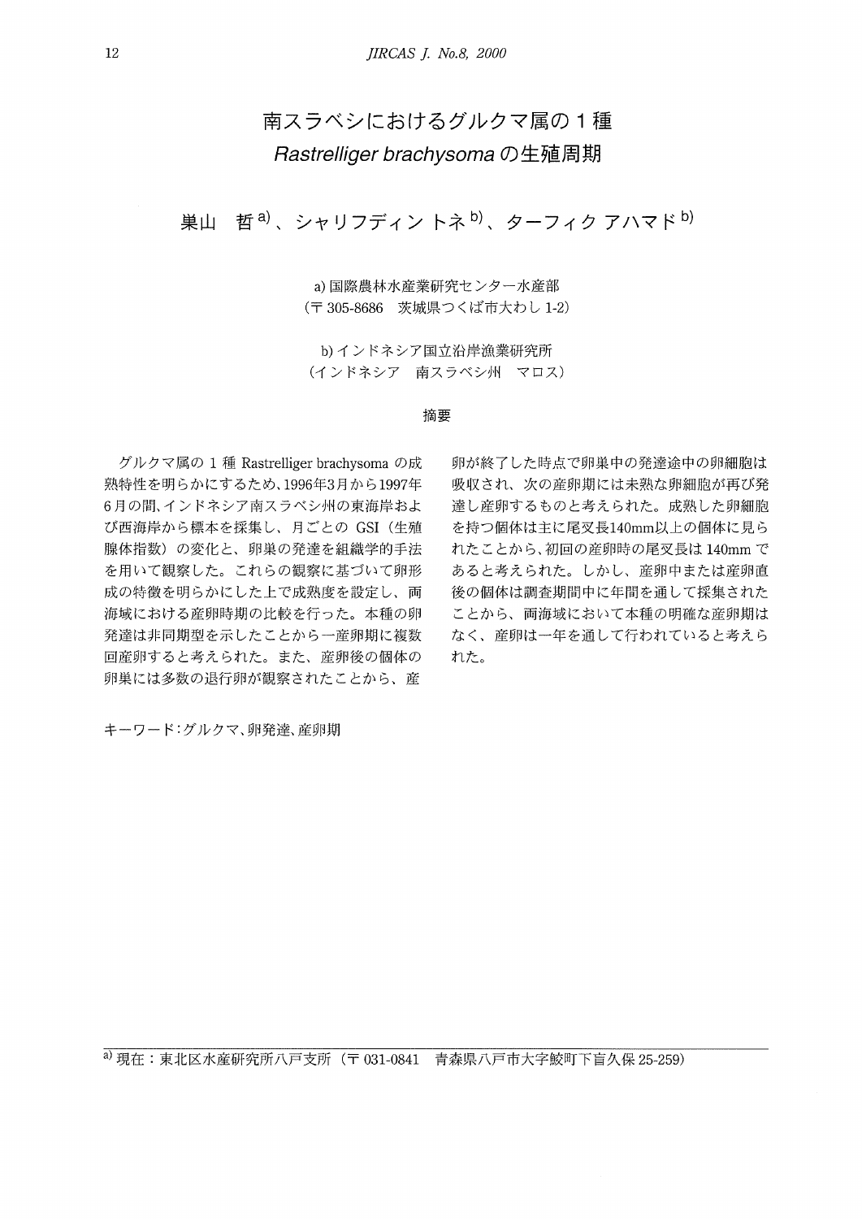# 南スラベシにおけるグルクマ属の１種 *Rastrelliger brachysoma* の生殖周期

巣山　哲[a]、シャリフディン トネ[b]、ターフィク アハマド[b]

a) 国際農林水産業研究センター水産部
（〒305-8686　茨城県つくば市大わし 1-2）

b) インドネシア国立沿岸漁業研究所
（インドネシア　南スラベシ州　マロス）

## 摘要

グルクマ属の１種 Rastrelliger brachysoma の成熟特性を明らかにするため、1996年3月から1997年6月の間、インドネシア南スラベシ州の東海岸および西海岸から標本を採集し、月ごとの GSI（生殖腺体指数）の変化と、卵巣の発達を組織学的手法を用いて観察した。これらの観察に基づいて卵形成の特徴を明らかにした上で成熟度を設定し、両海域における産卵時期の比較を行った。本種の卵発達は非同期型を示したことから一産卵期に複数回産卵すると考えられた。また、産卵後の個体の卵巣には多数の退行卵が観察されたことから、産卵が終了した時点で卵巣中の発達途中の卵細胞は吸収され、次の産卵期には未熟な卵細胞が再び発達し産卵するものと考えられた。成熟した卵細胞を持つ個体は主に尾叉長140mm以上の個体に見られたことから、初回の産卵時の尾叉長は 140mm であると考えられた。しかし、産卵中または産卵直後の個体は調査期間中に年間を通して採集されたことから、両海域において本種の明確な産卵期はなく、産卵は一年を通して行われていると考えられた。

キーワード:グルクマ、卵発達、産卵期

---

[a] 現在：東北区水産研究所八戸支所（〒031-0841　青森県八戸市大字鮫町下盲久保 25-259）